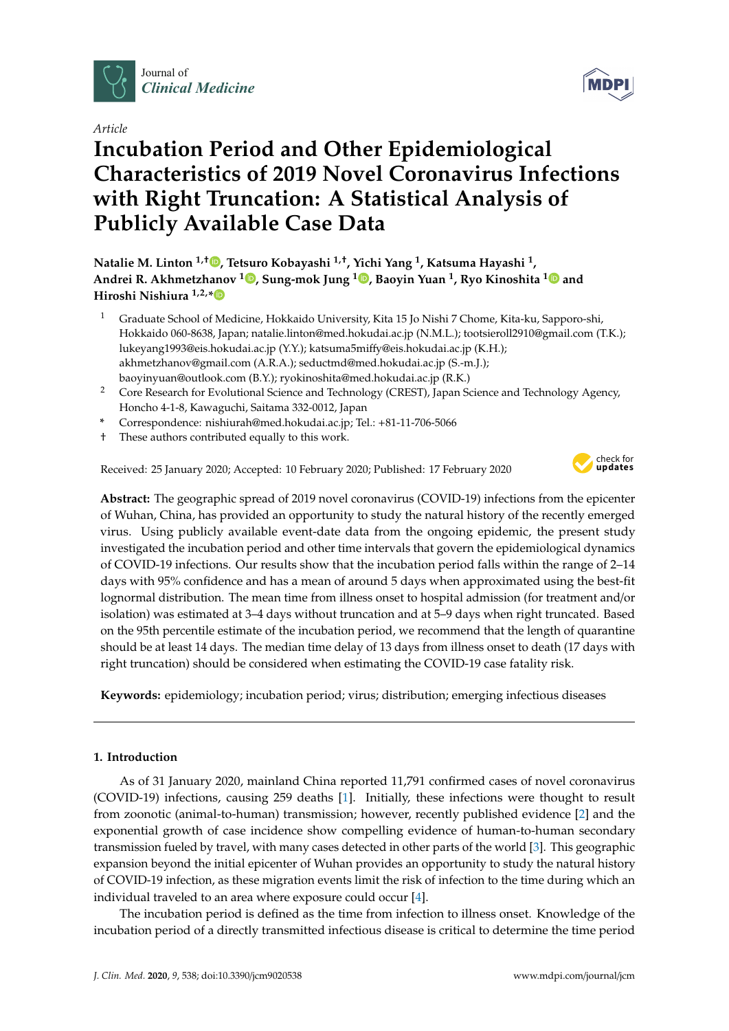Journal of *Clinical Medicine*

*Article*

# Incubation Period and Other Epidemiological Characteristics of 2019 Novel Coronavirus Infections with Right Truncation: A Statistical Analysis of Publicly Available Case Data

**Natalie M. Linton [1,†], Tetsuro Kobayashi [1,†], Yichi Yang [1], Katsuma Hayashi [1], Andrei R. Akhmetzhanov [1], Sung-mok Jung [1], Baoyin Yuan [1], Ryo Kinoshita [1] and Hiroshi Nishiura [1,2,*]**

1. Graduate School of Medicine, Hokkaido University, Kita 15 Jo Nishi 7 Chome, Kita-ku, Sapporo-shi, Hokkaido 060-8638, Japan; natalie.linton@med.hokudai.ac.jp (N.M.L.); tootsieroll2910@gmail.com (T.K.); lukeyang1993@eis.hokudai.ac.jp (Y.Y.); katsuma5miffy@eis.hokudai.ac.jp (K.H.); akhmetzhanov@gmail.com (A.R.A.); seductmd@med.hokudai.ac.jp (S.-m.J.); baoyinyuan@outlook.com (B.Y.); ryokinoshita@med.hokudai.ac.jp (R.K.)
2. Core Research for Evolutional Science and Technology (CREST), Japan Science and Technology Agency, Honcho 4-1-8, Kawaguchi, Saitama 332-0012, Japan

\* Correspondence: nishiurah@med.hokudai.ac.jp; Tel.: +81-11-706-5066

† These authors contributed equally to this work.

Received: 25 January 2020; Accepted: 10 February 2020; Published: 17 February 2020

**Abstract:** The geographic spread of 2019 novel coronavirus (COVID-19) infections from the epicenter of Wuhan, China, has provided an opportunity to study the natural history of the recently emerged virus. Using publicly available event-date data from the ongoing epidemic, the present study investigated the incubation period and other time intervals that govern the epidemiological dynamics of COVID-19 infections. Our results show that the incubation period falls within the range of 2–14 days with 95% confidence and has a mean of around 5 days when approximated using the best-fit lognormal distribution. The mean time from illness onset to hospital admission (for treatment and/or isolation) was estimated at 3–4 days without truncation and at 5–9 days when right truncated. Based on the 95th percentile estimate of the incubation period, we recommend that the length of quarantine should be at least 14 days. The median time delay of 13 days from illness onset to death (17 days with right truncation) should be considered when estimating the COVID-19 case fatality risk.

**Keywords:** epidemiology; incubation period; virus; distribution; emerging infectious diseases

## 1. Introduction

As of 31 January 2020, mainland China reported 11,791 confirmed cases of novel coronavirus (COVID-19) infections, causing 259 deaths [1]. Initially, these infections were thought to result from zoonotic (animal-to-human) transmission; however, recently published evidence [2] and the exponential growth of case incidence show compelling evidence of human-to-human secondary transmission fueled by travel, with many cases detected in other parts of the world [3]. This geographic expansion beyond the initial epicenter of Wuhan provides an opportunity to study the natural history of COVID-19 infection, as these migration events limit the risk of infection to the time during which an individual traveled to an area where exposure could occur [4].

The incubation period is defined as the time from infection to illness onset. Knowledge of the incubation period of a directly transmitted infectious disease is critical to determine the time period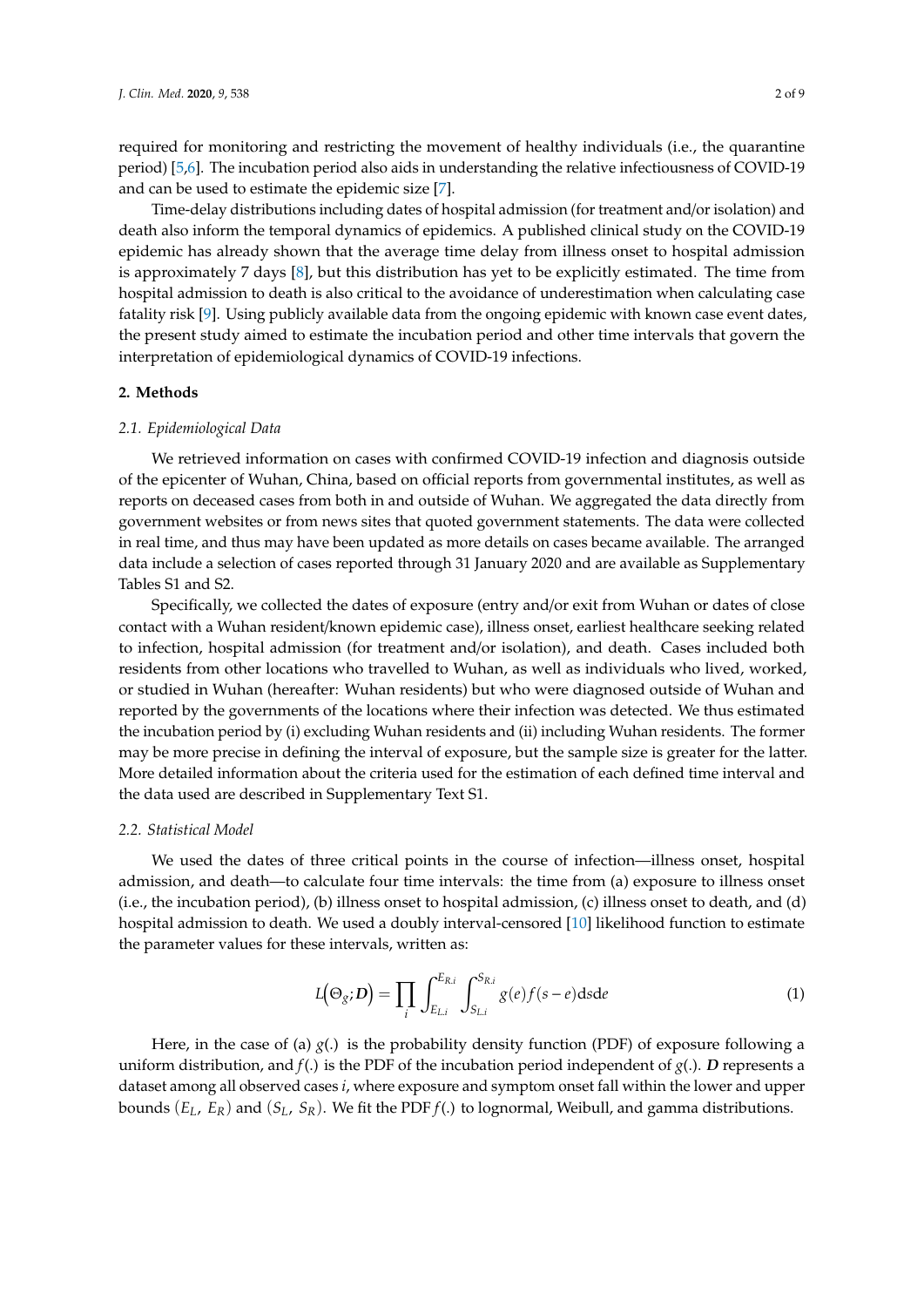required for monitoring and restricting the movement of healthy individuals (i.e., the quarantine period) [5,6]. The incubation period also aids in understanding the relative infectiousness of COVID-19 and can be used to estimate the epidemic size [7].

Time-delay distributions including dates of hospital admission (for treatment and/or isolation) and death also inform the temporal dynamics of epidemics. A published clinical study on the COVID-19 epidemic has already shown that the average time delay from illness onset to hospital admission is approximately 7 days [8], but this distribution has yet to be explicitly estimated. The time from hospital admission to death is also critical to the avoidance of underestimation when calculating case fatality risk [9]. Using publicly available data from the ongoing epidemic with known case event dates, the present study aimed to estimate the incubation period and other time intervals that govern the interpretation of epidemiological dynamics of COVID-19 infections.

## 2. Methods

### 2.1. Epidemiological Data

We retrieved information on cases with confirmed COVID-19 infection and diagnosis outside of the epicenter of Wuhan, China, based on official reports from governmental institutes, as well as reports on deceased cases from both in and outside of Wuhan. We aggregated the data directly from government websites or from news sites that quoted government statements. The data were collected in real time, and thus may have been updated as more details on cases became available. The arranged data include a selection of cases reported through 31 January 2020 and are available as Supplementary Tables S1 and S2.

Specifically, we collected the dates of exposure (entry and/or exit from Wuhan or dates of close contact with a Wuhan resident/known epidemic case), illness onset, earliest healthcare seeking related to infection, hospital admission (for treatment and/or isolation), and death. Cases included both residents from other locations who travelled to Wuhan, as well as individuals who lived, worked, or studied in Wuhan (hereafter: Wuhan residents) but who were diagnosed outside of Wuhan and reported by the governments of the locations where their infection was detected. We thus estimated the incubation period by (i) excluding Wuhan residents and (ii) including Wuhan residents. The former may be more precise in defining the interval of exposure, but the sample size is greater for the latter. More detailed information about the criteria used for the estimation of each defined time interval and the data used are described in Supplementary Text S1.

### 2.2. Statistical Model

We used the dates of three critical points in the course of infection—illness onset, hospital admission, and death—to calculate four time intervals: the time from (a) exposure to illness onset (i.e., the incubation period), (b) illness onset to hospital admission, (c) illness onset to death, and (d) hospital admission to death. We used a doubly interval-censored [10] likelihood function to estimate the parameter values for these intervals, written as:

$$L(\Theta_g; \boldsymbol{D}) = \prod_i \int_{E_{L,i}}^{E_{R,i}} \int_{S_{L,i}}^{S_{R,i}} g(e) f(s-e) \mathrm{d}s \mathrm{d}e \tag{1}$$

Here, in the case of (a) $g(.)$ is the probability density function (PDF) of exposure following a uniform distribution, and $f(.)$ is the PDF of the incubation period independent of $g(.)$. $\boldsymbol{D}$ represents a dataset among all observed cases $i$, where exposure and symptom onset fall within the lower and upper bounds $(E_L, E_R)$ and $(S_L, S_R)$. We fit the PDF $f(.)$ to lognormal, Weibull, and gamma distributions.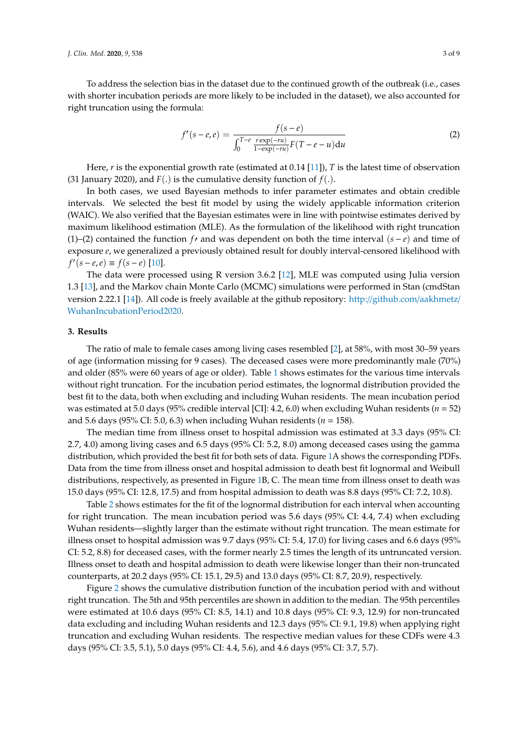To address the selection bias in the dataset due to the continued growth of the outbreak (i.e., cases with shorter incubation periods are more likely to be included in the dataset), we also accounted for right truncation using the formula:

$$f'(s-e, e) = \frac{f(s-e)}{\int_0^{T-e} \frac{r\exp(-ru)}{1-\exp(-ru)} F(T-e-u)\mathrm{d}u} \tag{2}$$

Here, $r$ is the exponential growth rate (estimated at 0.14 [11]), $T$ is the latest time of observation (31 January 2020), and $F(.)$ is the cumulative density function of $f(.)$.

In both cases, we used Bayesian methods to infer parameter estimates and obtain credible intervals. We selected the best fit model by using the widely applicable information criterion (WAIC). We also verified that the Bayesian estimates were in line with pointwise estimates derived by maximum likelihood estimation (MLE). As the formulation of the likelihood with right truncation (1)–(2) contained the function $f\prime$ and was dependent on both the time interval $(s-e)$ and time of exposure $e$, we generalized a previously obtained result for doubly interval-censored likelihood with $f'(s-e, e) \equiv f(s-e)$ [10].

The data were processed using R version 3.6.2 [12], MLE was computed using Julia version 1.3 [13], and the Markov chain Monte Carlo (MCMC) simulations were performed in Stan (cmdStan version 2.22.1 [14]). All code is freely available at the github repository: http://github.com/aakhmetz/WuhanIncubationPeriod2020.

## 3. Results

The ratio of male to female cases among living cases resembled [2], at 58%, with most 30–59 years of age (information missing for 9 cases). The deceased cases were more predominantly male (70%) and older (85% were 60 years of age or older). Table 1 shows estimates for the various time intervals without right truncation. For the incubation period estimates, the lognormal distribution provided the best fit to the data, both when excluding and including Wuhan residents. The mean incubation period was estimated at 5.0 days (95% credible interval [CI]: 4.2, 6.0) when excluding Wuhan residents ($n = 52$) and 5.6 days (95% CI: 5.0, 6.3) when including Wuhan residents ($n = 158$).

The median time from illness onset to hospital admission was estimated at 3.3 days (95% CI: 2.7, 4.0) among living cases and 6.5 days (95% CI: 5.2, 8.0) among deceased cases using the gamma distribution, which provided the best fit for both sets of data. Figure 1A shows the corresponding PDFs. Data from the time from illness onset and hospital admission to death best fit lognormal and Weibull distributions, respectively, as presented in Figure 1B, C. The mean time from illness onset to death was 15.0 days (95% CI: 12.8, 17.5) and from hospital admission to death was 8.8 days (95% CI: 7.2, 10.8).

Table 2 shows estimates for the fit of the lognormal distribution for each interval when accounting for right truncation. The mean incubation period was 5.6 days (95% CI: 4.4, 7.4) when excluding Wuhan residents—slightly larger than the estimate without right truncation. The mean estimate for illness onset to hospital admission was 9.7 days (95% CI: 5.4, 17.0) for living cases and 6.6 days (95% CI: 5.2, 8.8) for deceased cases, with the former nearly 2.5 times the length of its untruncated version. Illness onset to death and hospital admission to death were likewise longer than their non-truncated counterparts, at 20.2 days (95% CI: 15.1, 29.5) and 13.0 days (95% CI: 8.7, 20.9), respectively.

Figure 2 shows the cumulative distribution function of the incubation period with and without right truncation. The 5th and 95th percentiles are shown in addition to the median. The 95th percentiles were estimated at 10.6 days (95% CI: 8.5, 14.1) and 10.8 days (95% CI: 9.3, 12.9) for non-truncated data excluding and including Wuhan residents and 12.3 days (95% CI: 9.1, 19.8) when applying right truncation and excluding Wuhan residents. The respective median values for these CDFs were 4.3 days (95% CI: 3.5, 5.1), 5.0 days (95% CI: 4.4, 5.6), and 4.6 days (95% CI: 3.7, 5.7).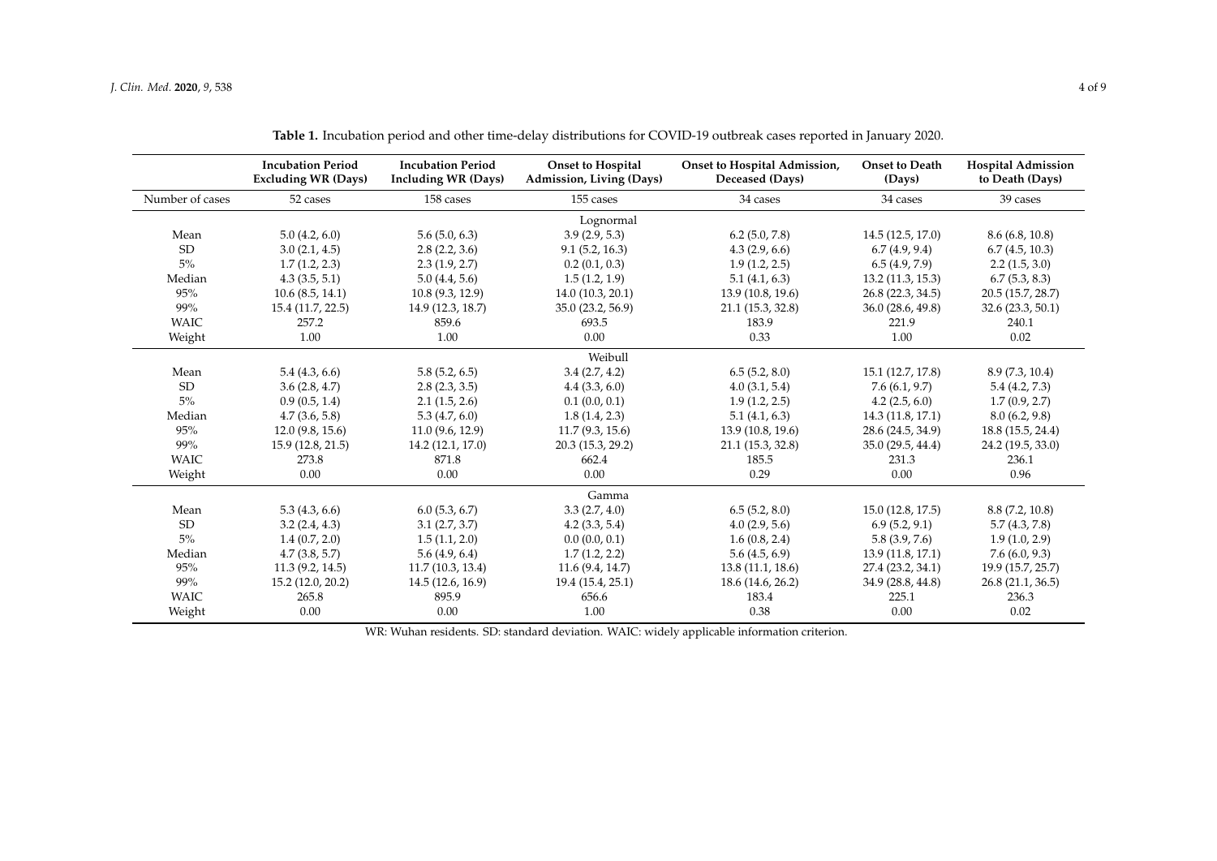**Table 1.** Incubation period and other time-delay distributions for COVID-19 outbreak cases reported in January 2020.

| | Incubation Period Excluding WR (Days) | Incubation Period Including WR (Days) | Onset to Hospital Admission, Living (Days) | Onset to Hospital Admission, Deceased (Days) | Onset to Death (Days) | Hospital Admission to Death (Days) |
|---|---|---|---|---|---|---|
| Number of cases | 52 cases | 158 cases | 155 cases | 34 cases | 34 cases | 39 cases |
| | | | Lognormal | | | |
| Mean | 5.0 (4.2, 6.0) | 5.6 (5.0, 6.3) | 3.9 (2.9, 5.3) | 6.2 (5.0, 7.8) | 14.5 (12.5, 17.0) | 8.6 (6.8, 10.8) |
| SD | 3.0 (2.1, 4.5) | 2.8 (2.2, 3.6) | 9.1 (5.2, 16.3) | 4.3 (2.9, 6.6) | 6.7 (4.9, 9.4) | 6.7 (4.5, 10.3) |
| 5% | 1.7 (1.2, 2.3) | 2.3 (1.9, 2.7) | 0.2 (0.1, 0.3) | 1.9 (1.2, 2.5) | 6.5 (4.9, 7.9) | 2.2 (1.5, 3.0) |
| Median | 4.3 (3.5, 5.1) | 5.0 (4.4, 5.6) | 1.5 (1.2, 1.9) | 5.1 (4.1, 6.3) | 13.2 (11.3, 15.3) | 6.7 (5.3, 8.3) |
| 95% | 10.6 (8.5, 14.1) | 10.8 (9.3, 12.9) | 14.0 (10.3, 20.1) | 13.9 (10.8, 19.6) | 26.8 (22.3, 34.5) | 20.5 (15.7, 28.7) |
| 99% | 15.4 (11.7, 22.5) | 14.9 (12.3, 18.7) | 35.0 (23.2, 56.9) | 21.1 (15.3, 32.8) | 36.0 (28.6, 49.8) | 32.6 (23.3, 50.1) |
| WAIC | 257.2 | 859.6 | 693.5 | 183.9 | 221.9 | 240.1 |
| Weight | 1.00 | 1.00 | 0.00 | 0.33 | 1.00 | 0.02 |
| | | | Weibull | | | |
| Mean | 5.4 (4.3, 6.6) | 5.8 (5.2, 6.5) | 3.4 (2.7, 4.2) | 6.5 (5.2, 8.0) | 15.1 (12.7, 17.8) | 8.9 (7.3, 10.4) |
| SD | 3.6 (2.8, 4.7) | 2.8 (2.3, 3.5) | 4.4 (3.3, 6.0) | 4.0 (3.1, 5.4) | 7.6 (6.1, 9.7) | 5.4 (4.2, 7.3) |
| 5% | 0.9 (0.5, 1.4) | 2.1 (1.5, 2.6) | 0.1 (0.0, 0.1) | 1.9 (1.2, 2.5) | 4.2 (2.5, 6.0) | 1.7 (0.9, 2.7) |
| Median | 4.7 (3.6, 5.8) | 5.3 (4.7, 6.0) | 1.8 (1.4, 2.3) | 5.1 (4.1, 6.3) | 14.3 (11.8, 17.1) | 8.0 (6.2, 9.8) |
| 95% | 12.0 (9.8, 15.6) | 11.0 (9.6, 12.9) | 11.7 (9.3, 15.6) | 13.9 (10.8, 19.6) | 28.6 (24.5, 34.9) | 18.8 (15.5, 24.4) |
| 99% | 15.9 (12.8, 21.5) | 14.2 (12.1, 17.0) | 20.3 (15.3, 29.2) | 21.1 (15.3, 32.8) | 35.0 (29.5, 44.4) | 24.2 (19.5, 33.0) |
| WAIC | 273.8 | 871.8 | 662.4 | 185.5 | 231.3 | 236.1 |
| Weight | 0.00 | 0.00 | 0.00 | 0.29 | 0.00 | 0.96 |
| | | | Gamma | | | |
| Mean | 5.3 (4.3, 6.6) | 6.0 (5.3, 6.7) | 3.3 (2.7, 4.0) | 6.5 (5.2, 8.0) | 15.0 (12.8, 17.5) | 8.8 (7.2, 10.8) |
| SD | 3.2 (2.4, 4.3) | 3.1 (2.7, 3.7) | 4.2 (3.3, 5.4) | 4.0 (2.9, 5.6) | 6.9 (5.2, 9.1) | 5.7 (4.3, 7.8) |
| 5% | 1.4 (0.7, 2.0) | 1.5 (1.1, 2.0) | 0.0 (0.0, 0.1) | 1.6 (0.8, 2.4) | 5.8 (3.9, 7.6) | 1.9 (1.0, 2.9) |
| Median | 4.7 (3.8, 5.7) | 5.6 (4.9, 6.4) | 1.7 (1.2, 2.2) | 5.6 (4.5, 6.9) | 13.9 (11.8, 17.1) | 7.6 (6.0, 9.3) |
| 95% | 11.3 (9.2, 14.5) | 11.7 (10.3, 13.4) | 11.6 (9.4, 14.7) | 13.8 (11.1, 18.6) | 27.4 (23.2, 34.1) | 19.9 (15.7, 25.7) |
| 99% | 15.2 (12.0, 20.2) | 14.5 (12.6, 16.9) | 19.4 (15.4, 25.1) | 18.6 (14.6, 26.2) | 34.9 (28.8, 44.8) | 26.8 (21.1, 36.5) |
| WAIC | 265.8 | 895.9 | 656.6 | 183.4 | 225.1 | 236.3 |
| Weight | 0.00 | 0.00 | 1.00 | 0.38 | 0.00 | 0.02 |

WR: Wuhan residents. SD: standard deviation. WAIC: widely applicable information criterion.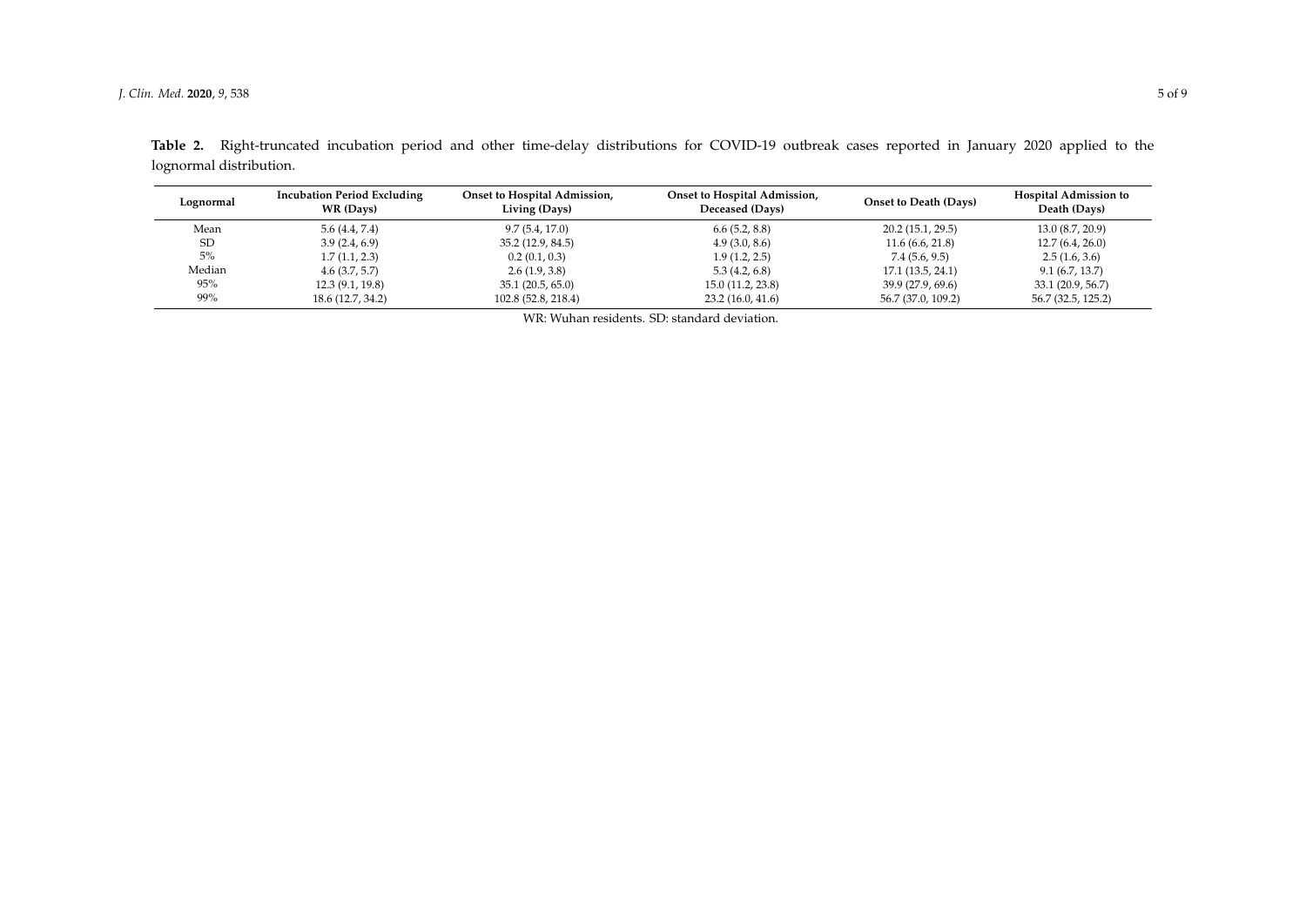**Table 2.** Right-truncated incubation period and other time-delay distributions for COVID-19 outbreak cases reported in January 2020 applied to the lognormal distribution.

| Lognormal | Incubation Period Excluding WR (Days) | Onset to Hospital Admission, Living (Days) | Onset to Hospital Admission, Deceased (Days) | Onset to Death (Days) | Hospital Admission to Death (Days) |
|---|---|---|---|---|---|
| Mean | 5.6 (4.4, 7.4) | 9.7 (5.4, 17.0) | 6.6 (5.2, 8.8) | 20.2 (15.1, 29.5) | 13.0 (8.7, 20.9) |
| SD | 3.9 (2.4, 6.9) | 35.2 (12.9, 84.5) | 4.9 (3.0, 8.6) | 11.6 (6.6, 21.8) | 12.7 (6.4, 26.0) |
| 5% | 1.7 (1.1, 2.3) | 0.2 (0.1, 0.3) | 1.9 (1.2, 2.5) | 7.4 (5.6, 9.5) | 2.5 (1.6, 3.6) |
| Median | 4.6 (3.7, 5.7) | 2.6 (1.9, 3.8) | 5.3 (4.2, 6.8) | 17.1 (13.5, 24.1) | 9.1 (6.7, 13.7) |
| 95% | 12.3 (9.1, 19.8) | 35.1 (20.5, 65.0) | 15.0 (11.2, 23.8) | 39.9 (27.9, 69.6) | 33.1 (20.9, 56.7) |
| 99% | 18.6 (12.7, 34.2) | 102.8 (52.8, 218.4) | 23.2 (16.0, 41.6) | 56.7 (37.0, 109.2) | 56.7 (32.5, 125.2) |

WR: Wuhan residents. SD: standard deviation.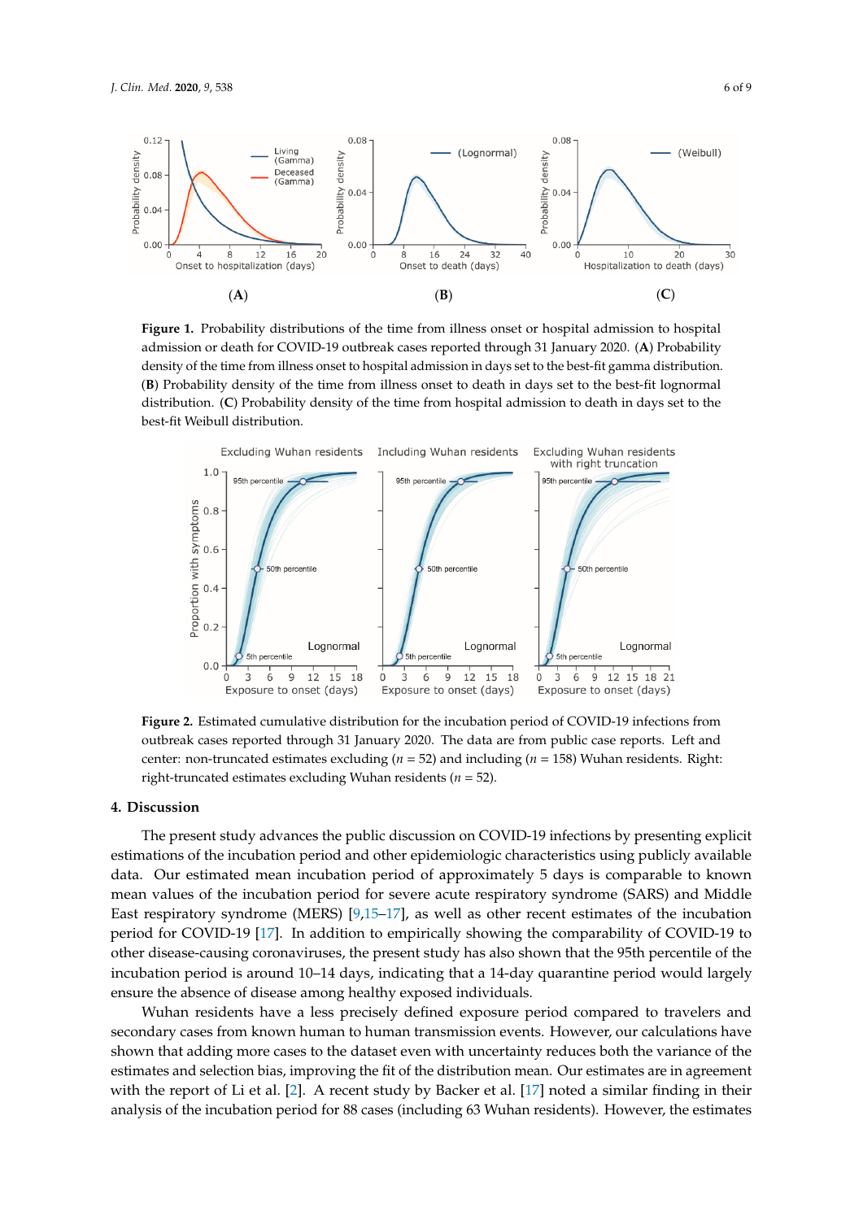**Figure 1.** Probability distributions of the time from illness onset or hospital admission to hospital admission or death for COVID-19 outbreak cases reported through 31 January 2020. (**A**) Probability density of the time from illness onset to hospital admission in days set to the best-fit gamma distribution. (**B**) Probability density of the time from illness onset to death in days set to the best-fit lognormal distribution. (**C**) Probability density of the time from hospital admission to death in days set to the best-fit Weibull distribution.

**Figure 2.** Estimated cumulative distribution for the incubation period of COVID-19 infections from outbreak cases reported through 31 January 2020. The data are from public case reports. Left and center: non-truncated estimates excluding ($n$ = 52) and including ($n$ = 158) Wuhan residents. Right: right-truncated estimates excluding Wuhan residents ($n$ = 52).

## 4. Discussion

The present study advances the public discussion on COVID-19 infections by presenting explicit estimations of the incubation period and other epidemiologic characteristics using publicly available data. Our estimated mean incubation period of approximately 5 days is comparable to known mean values of the incubation period for severe acute respiratory syndrome (SARS) and Middle East respiratory syndrome (MERS) [9,15–17], as well as other recent estimates of the incubation period for COVID-19 [17]. In addition to empirically showing the comparability of COVID-19 to other disease-causing coronaviruses, the present study has also shown that the 95th percentile of the incubation period is around 10–14 days, indicating that a 14-day quarantine period would largely ensure the absence of disease among healthy exposed individuals.

Wuhan residents have a less precisely defined exposure period compared to travelers and secondary cases from known human to human transmission events. However, our calculations have shown that adding more cases to the dataset even with uncertainty reduces both the variance of the estimates and selection bias, improving the fit of the distribution mean. Our estimates are in agreement with the report of Li et al. [2]. A recent study by Backer et al. [17] noted a similar finding in their analysis of the incubation period for 88 cases (including 63 Wuhan residents). However, the estimates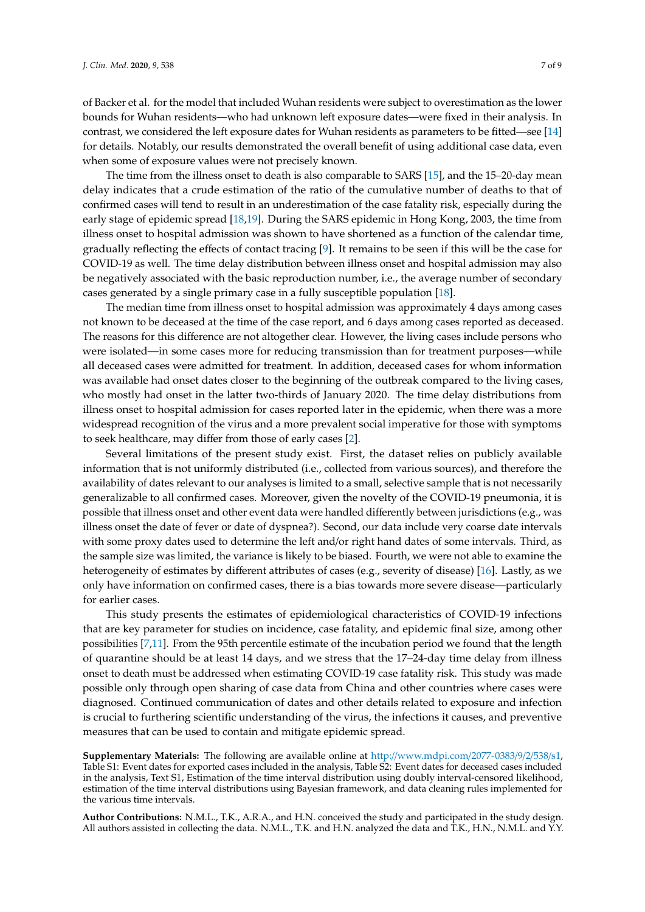of Backer et al. for the model that included Wuhan residents were subject to overestimation as the lower bounds for Wuhan residents—who had unknown left exposure dates—were fixed in their analysis. In contrast, we considered the left exposure dates for Wuhan residents as parameters to be fitted—see [14] for details. Notably, our results demonstrated the overall benefit of using additional case data, even when some of exposure values were not precisely known.

The time from the illness onset to death is also comparable to SARS [15], and the 15–20-day mean delay indicates that a crude estimation of the ratio of the cumulative number of deaths to that of confirmed cases will tend to result in an underestimation of the case fatality risk, especially during the early stage of epidemic spread [18,19]. During the SARS epidemic in Hong Kong, 2003, the time from illness onset to hospital admission was shown to have shortened as a function of the calendar time, gradually reflecting the effects of contact tracing [9]. It remains to be seen if this will be the case for COVID-19 as well. The time delay distribution between illness onset and hospital admission may also be negatively associated with the basic reproduction number, i.e., the average number of secondary cases generated by a single primary case in a fully susceptible population [18].

The median time from illness onset to hospital admission was approximately 4 days among cases not known to be deceased at the time of the case report, and 6 days among cases reported as deceased. The reasons for this difference are not altogether clear. However, the living cases include persons who were isolated—in some cases more for reducing transmission than for treatment purposes—while all deceased cases were admitted for treatment. In addition, deceased cases for whom information was available had onset dates closer to the beginning of the outbreak compared to the living cases, who mostly had onset in the latter two-thirds of January 2020. The time delay distributions from illness onset to hospital admission for cases reported later in the epidemic, when there was a more widespread recognition of the virus and a more prevalent social imperative for those with symptoms to seek healthcare, may differ from those of early cases [2].

Several limitations of the present study exist. First, the dataset relies on publicly available information that is not uniformly distributed (i.e., collected from various sources), and therefore the availability of dates relevant to our analyses is limited to a small, selective sample that is not necessarily generalizable to all confirmed cases. Moreover, given the novelty of the COVID-19 pneumonia, it is possible that illness onset and other event data were handled differently between jurisdictions (e.g., was illness onset the date of fever or date of dyspnea?). Second, our data include very coarse date intervals with some proxy dates used to determine the left and/or right hand dates of some intervals. Third, as the sample size was limited, the variance is likely to be biased. Fourth, we were not able to examine the heterogeneity of estimates by different attributes of cases (e.g., severity of disease) [16]. Lastly, as we only have information on confirmed cases, there is a bias towards more severe disease—particularly for earlier cases.

This study presents the estimates of epidemiological characteristics of COVID-19 infections that are key parameter for studies on incidence, case fatality, and epidemic final size, among other possibilities [7,11]. From the 95th percentile estimate of the incubation period we found that the length of quarantine should be at least 14 days, and we stress that the 17–24-day time delay from illness onset to death must be addressed when estimating COVID-19 case fatality risk. This study was made possible only through open sharing of case data from China and other countries where cases were diagnosed. Continued communication of dates and other details related to exposure and infection is crucial to furthering scientific understanding of the virus, the infections it causes, and preventive measures that can be used to contain and mitigate epidemic spread.

**Supplementary Materials:** The following are available online at http://www.mdpi.com/2077-0383/9/2/538/s1, Table S1: Event dates for exported cases included in the analysis, Table S2: Event dates for deceased cases included in the analysis, Text S1, Estimation of the time interval distribution using doubly interval-censored likelihood, estimation of the time interval distributions using Bayesian framework, and data cleaning rules implemented for the various time intervals.

**Author Contributions:** N.M.L., T.K., A.R.A., and H.N. conceived the study and participated in the study design. All authors assisted in collecting the data. N.M.L., T.K. and H.N. analyzed the data and T.K., H.N., N.M.L. and Y.Y.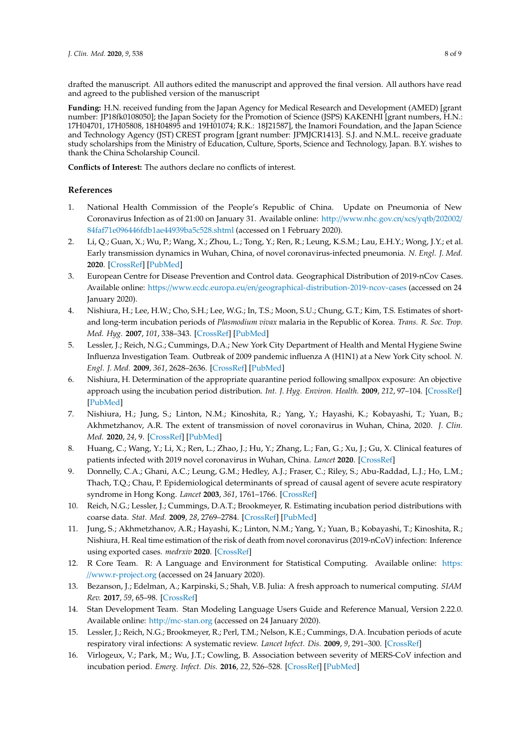drafted the manuscript. All authors edited the manuscript and approved the final version. All authors have read and agreed to the published version of the manuscript

**Funding:** H.N. received funding from the Japan Agency for Medical Research and Development (AMED) [grant number: JP18fk0108050]; the Japan Society for the Promotion of Science (JSPS) KAKENHI [grant numbers, H.N.: 17H04701, 17H05808, 18H04895 and 19H01074; R.K.: 18J21587], the Inamori Foundation, and the Japan Science and Technology Agency (JST) CREST program [grant number: JPMJCR1413]. S.J. and N.M.L. receive graduate study scholarships from the Ministry of Education, Culture, Sports, Science and Technology, Japan. B.Y. wishes to thank the China Scholarship Council.

**Conflicts of Interest:** The authors declare no conflicts of interest.

## References

1. National Health Commission of the People's Republic of China. Update on Pneumonia of New Coronavirus Infection as of 21:00 on January 31. Available online: http://www.nhc.gov.cn/xcs/yqtb/202002/84faf71e096446fdb1ae44939ba5c528.shtml (accessed on 1 February 2020).
2. Li, Q.; Guan, X.; Wu, P.; Wang, X.; Zhou, L.; Tong, Y.; Ren, R.; Leung, K.S.M.; Lau, E.H.Y.; Wong, J.Y.; et al. Early transmission dynamics in Wuhan, China, of novel coronavirus-infected pneumonia. *N. Engl. J. Med.* **2020**. [CrossRef] [PubMed]
3. European Centre for Disease Prevention and Control data. Geographical Distribution of 2019-nCov Cases. Available online: https://www.ecdc.europa.eu/en/geographical-distribution-2019-ncov-cases (accessed on 24 January 2020).
4. Nishiura, H.; Lee, H.W.; Cho, S.H.; Lee, W.G.; In, T.S.; Moon, S.U.; Chung, G.T.; Kim, T.S. Estimates of short- and long-term incubation periods of *Plasmodium vivax* malaria in the Republic of Korea. *Trans. R. Soc. Trop. Med. Hyg.* **2007**, *101*, 338–343. [CrossRef] [PubMed]
5. Lessler, J.; Reich, N.G.; Cummings, D.A.; New York City Department of Health and Mental Hygiene Swine Influenza Investigation Team. Outbreak of 2009 pandemic influenza A (H1N1) at a New York City school. *N. Engl. J. Med.* **2009**, *361*, 2628–2636. [CrossRef] [PubMed]
6. Nishiura, H. Determination of the appropriate quarantine period following smallpox exposure: An objective approach using the incubation period distribution. *Int. J. Hyg. Environ. Health.* **2009**, *212*, 97–104. [CrossRef] [PubMed]
7. Nishiura, H.; Jung, S.; Linton, N.M.; Kinoshita, R.; Yang, Y.; Hayashi, K.; Kobayashi, T.; Yuan, B.; Akhmetzhanov, A.R. The extent of transmission of novel coronavirus in Wuhan, China, 2020. *J. Clin. Med.* **2020**, *24*, 9. [CrossRef] [PubMed]
8. Huang, C.; Wang, Y.; Li, X.; Ren, L.; Zhao, J.; Hu, Y.; Zhang, L.; Fan, G.; Xu, J.; Gu, X. Clinical features of patients infected with 2019 novel coronavirus in Wuhan, China. *Lancet* **2020**. [CrossRef]
9. Donnelly, C.A.; Ghani, A.C.; Leung, G.M.; Hedley, A.J.; Fraser, C.; Riley, S.; Abu-Raddad, L.J.; Ho, L.M.; Thach, T.Q.; Chau, P. Epidemiological determinants of spread of causal agent of severe acute respiratory syndrome in Hong Kong. *Lancet* **2003**, *361*, 1761–1766. [CrossRef]
10. Reich, N.G.; Lessler, J.; Cummings, D.A.T.; Brookmeyer, R. Estimating incubation period distributions with coarse data. *Stat. Med.* **2009**, *28*, 2769–2784. [CrossRef] [PubMed]
11. Jung, S.; Akhmetzhanov, A.R.; Hayashi, K.; Linton, N.M.; Yang, Y.; Yuan, B.; Kobayashi, T.; Kinoshita, R.; Nishiura, H. Real time estimation of the risk of death from novel coronavirus (2019-nCoV) infection: Inference using exported cases. *medrxiv* **2020**. [CrossRef]
12. R Core Team. R: A Language and Environment for Statistical Computing. Available online: https://www.r-project.org (accessed on 24 January 2020).
13. Bezanson, J.; Edelman, A.; Karpinski, S.; Shah, V.B. Julia: A fresh approach to numerical computing. *SIAM Rev.* **2017**, *59*, 65–98. [CrossRef]
14. Stan Development Team. Stan Modeling Language Users Guide and Reference Manual, Version 2.22.0. Available online: http://mc-stan.org (accessed on 24 January 2020).
15. Lessler, J.; Reich, N.G.; Brookmeyer, R.; Perl, T.M.; Nelson, K.E.; Cummings, D.A. Incubation periods of acute respiratory viral infections: A systematic review. *Lancet Infect. Dis.* **2009**, *9*, 291–300. [CrossRef]
16. Virlogeux, V.; Park, M.; Wu, J.T.; Cowling, B. Association between severity of MERS-CoV infection and incubation period. *Emerg. Infect. Dis.* **2016**, *22*, 526–528. [CrossRef] [PubMed]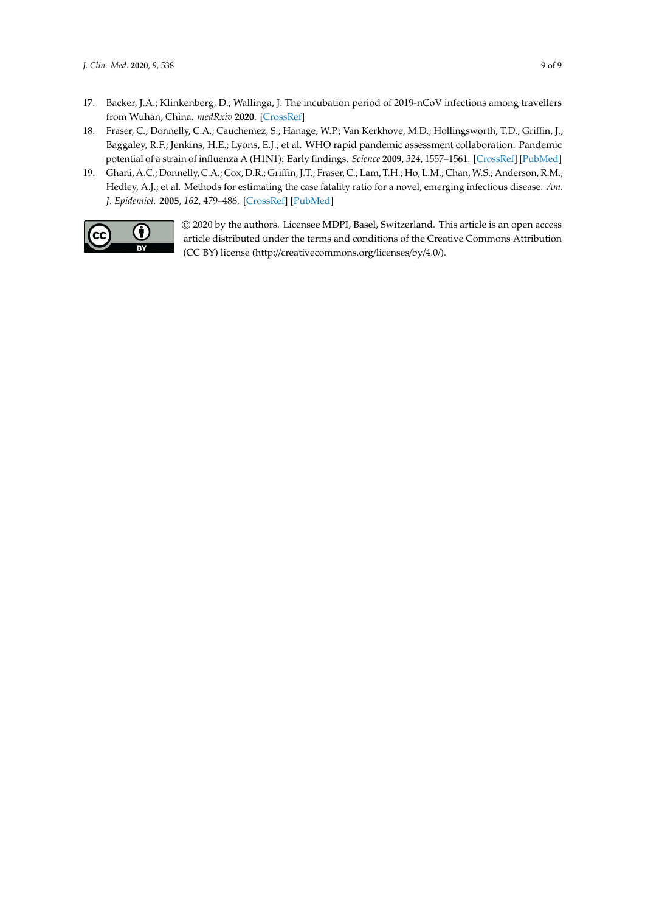17. Backer, J.A.; Klinkenberg, D.; Wallinga, J. The incubation period of 2019-nCoV infections among travellers from Wuhan, China. *medRxiv* **2020**. [CrossRef]
18. Fraser, C.; Donnelly, C.A.; Cauchemez, S.; Hanage, W.P.; Van Kerkhove, M.D.; Hollingsworth, T.D.; Griffin, J.; Baggaley, R.F.; Jenkins, H.E.; Lyons, E.J.; et al. WHO rapid pandemic assessment collaboration. Pandemic potential of a strain of influenza A (H1N1): Early findings. *Science* **2009**, *324*, 1557–1561. [CrossRef] [PubMed]
19. Ghani, A.C.; Donnelly, C.A.; Cox, D.R.; Griffin, J.T.; Fraser, C.; Lam, T.H.; Ho, L.M.; Chan, W.S.; Anderson, R.M.; Hedley, A.J.; et al. Methods for estimating the case fatality ratio for a novel, emerging infectious disease. *Am. J. Epidemiol.* **2005**, *162*, 479–486. [CrossRef] [PubMed]

© 2020 by the authors. Licensee MDPI, Basel, Switzerland. This article is an open access article distributed under the terms and conditions of the Creative Commons Attribution (CC BY) license (http://creativecommons.org/licenses/by/4.0/).